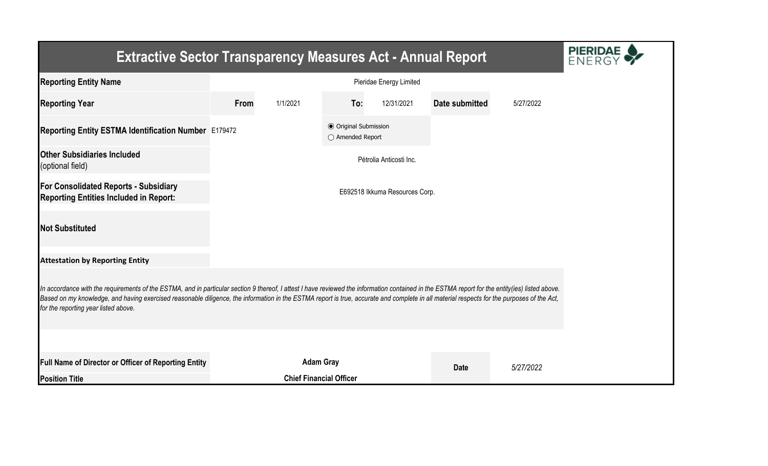# Extractive Sector Transparency Measures Act - Annual Report

| Reporting Entity Name | Pieridae Energy Limited | | | | | |
|---|---|---|---|---|---|---|
| **Reporting Year** | **From** | 1/1/2021 | **To:** | 12/31/2021 | **Date submitted** | 5/27/2022 |
| **Reporting Entity ESTMA Identification Number** | E179472 | | ◉ Original Submission ○ Amended Report | | | |
| **Other Subsidiaries Included** (optional field) | Pétrolia Anticosti Inc. | | | | | |
| **For Consolidated Reports - Subsidiary Reporting Entities Included in Report:** | E692518 Ikkuma Resources Corp. | | | | | |
| **Not Substituted** | | | | | | |

**Attestation by Reporting Entity**

*In accordance with the requirements of the ESTMA, and in particular section 9 thereof, I attest I have reviewed the information contained in the ESTMA report for the entity(ies) listed above. Based on my knowledge, and having exercised reasonable diligence, the information in the ESTMA report is true, accurate and complete in all material respects for the purposes of the Act, for the reporting year listed above.*

| Full Name of Director or Officer of Reporting Entity | **Adam Gray** | **Date** | *5/27/2022* |
|---|---|---|---|
| **Position Title** | **Chief Financial Officer** | | |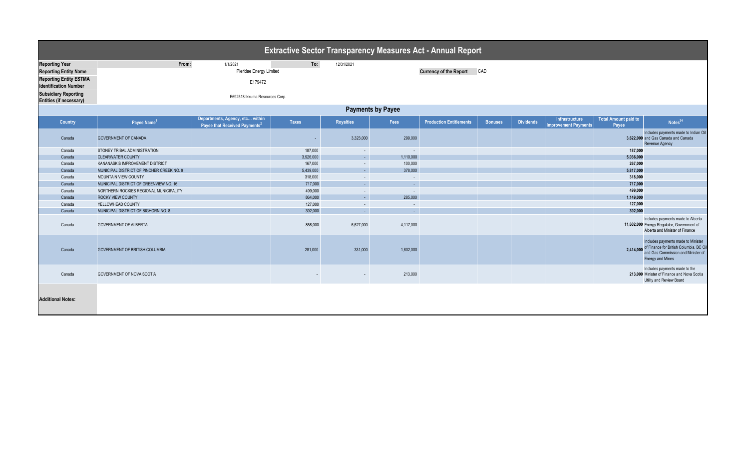# Extractive Sector Transparency Measures Act - Annual Report

| | | | |
|---|---|---|---|
| **Reporting Year** | From: 1/1/2021 | To: 12/31/2021 | |
| **Reporting Entity Name** | Pieridae Energy Limited | **Currency of the Report** | CAD |
| **Reporting Entity ESTMA Identification Number** | E179472 | | |
| **Subsidiary Reporting Entities (if necessary)** | E692518 Ikkuma Resources Corp. | | |

## Payments by Payee

| Country | Payee Name[1] | Departments, Agency, etc... within Payee that Received Payments[2] | Taxes | Royalties | Fees | Production Entitlements | Bonuses | Dividends | Infrastructure Improvement Payments | Total Amount paid to Payee | Notes[34] |
|---|---|---|---|---|---|---|---|---|---|---|---|
| Canada | GOVERNMENT OF CANADA | | - | 3,323,000 | 299,000 | | | | | 3,622,000 | Includes payments made to Indian Oil and Gas Canada and Canada Revenue Agency |
| Canada | STONEY TRIBAL ADMINISTRATION | | 187,000 | - | - | | | | | 187,000 | |
| Canada | CLEARWATER COUNTY | | 3,926,000 | - | 1,110,000 | | | | | 5,036,000 | |
| Canada | KANANASKIS IMPROVEMENT DISTRICT | | 167,000 | - | 100,000 | | | | | 267,000 | |
| Canada | MUNICIPAL DISTRICT OF PINCHER CREEK NO. 9 | | 5,439,000 | - | 378,000 | | | | | 5,817,000 | |
| Canada | MOUNTAIN VIEW COUNTY | | 318,000 | - | - | | | | | 318,000 | |
| Canada | MUNICIPAL DISTRICT OF GREENVIEW NO. 16 | | 717,000 | - | - | | | | | 717,000 | |
| Canada | NORTHERN ROCKIES REGIONAL MUNICIPALITY | | 499,000 | - | - | | | | | 499,000 | |
| Canada | ROCKY VIEW COUNTY | | 864,000 | - | 285,000 | | | | | 1,149,000 | |
| Canada | YELLOWHEAD COUNTY | | 127,000 | - | - | | | | | 127,000 | |
| Canada | MUNICIPAL DISTRICT OF BIGHORN NO. 8 | | 392,000 | - | - | | | | | 392,000 | |
| Canada | GOVERNMENT OF ALBERTA | | 858,000 | 6,627,000 | 4,117,000 | | | | | 11,602,000 | Includes payments made to Alberta Energy Regulator, Government of Alberta and Minister of Finance |
| Canada | GOVERNMENT OF BRITISH COLUMBIA | | 281,000 | 331,000 | 1,802,000 | | | | | 2,414,000 | Includes payments made to Minister of Finance for British Columbia, BC Oil and Gas Commission and Minister of Energy and Mines |
| Canada | GOVERNMENT OF NOVA SCOTIA | | - | - | 213,000 | | | | | 213,000 | Includes payments made to the Minister of Finance and Nova Scotia Utility and Review Board |

**Additional Notes:**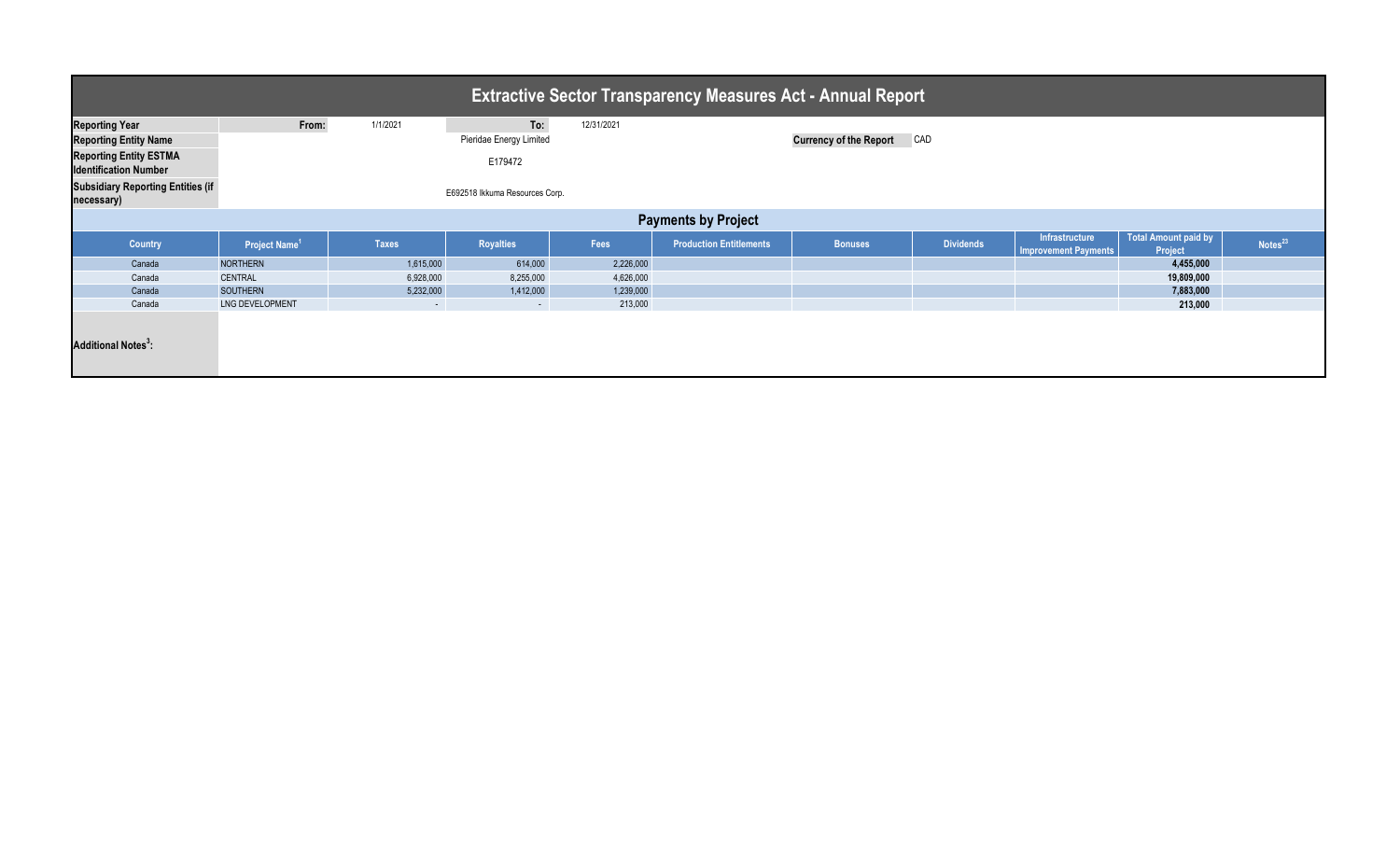# Extractive Sector Transparency Measures Act - Annual Report

| | | | | | |
|---|---|---|---|---|---|
| **Reporting Year** | From: | 1/1/2021 | To: | 12/31/2021 | |
| **Reporting Entity Name** | | Pieridae Energy Limited | | **Currency of the Report** | CAD |
| **Reporting Entity ESTMA Identification Number** | | E179472 | | | |
| **Subsidiary Reporting Entities (if necessary)** | | E692518 Ikkuma Resources Corp. | | | |

## Payments by Project

| Country | Project Name[1] | Taxes | Royalties | Fees | Production Entitlements | Bonuses | Dividends | Infrastructure Improvement Payments | Total Amount paid by Project | Notes[23] |
|---|---|---|---|---|---|---|---|---|---|---|
| Canada | NORTHERN | 1,615,000 | 614,000 | 2,226,000 | | | | | **4,455,000** | |
| Canada | CENTRAL | 6,928,000 | 8,255,000 | 4,626,000 | | | | | **19,809,000** | |
| Canada | SOUTHERN | 5,232,000 | 1,412,000 | 1,239,000 | | | | | **7,883,000** | |
| Canada | LNG DEVELOPMENT | - | - | 213,000 | | | | | **213,000** | |

**Additional Notes[3]:**